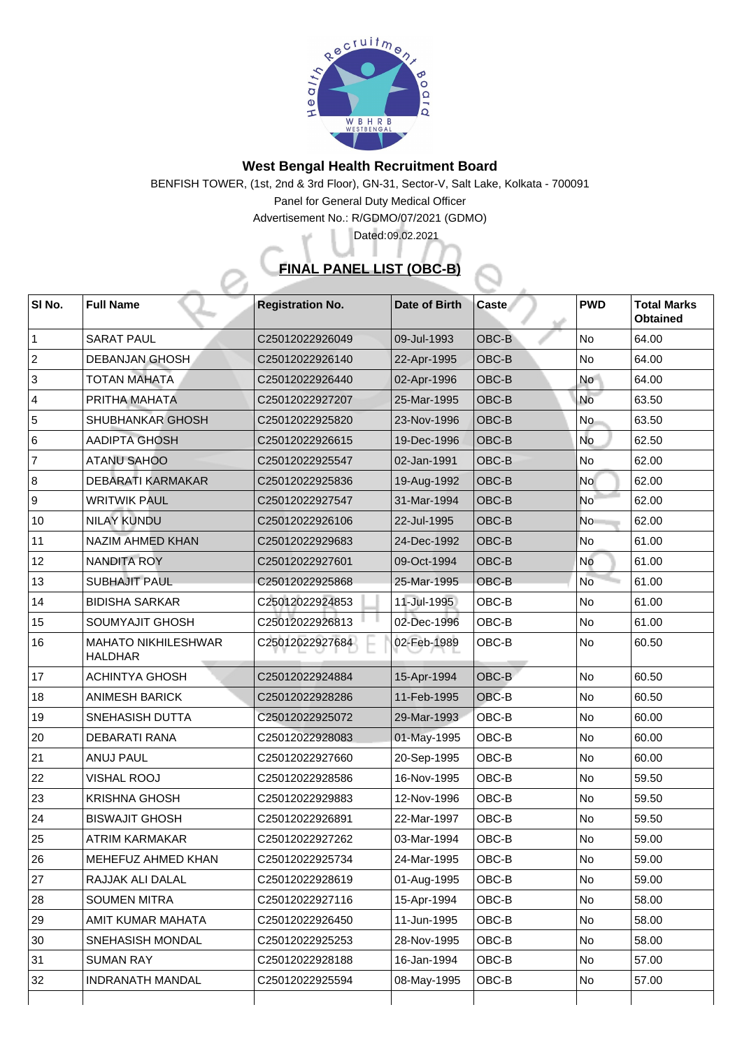**West Bengal Health Recruitment Board**

BENFISH TOWER, (1st, 2nd & 3rd Floor), GN-31, Sector-V, Salt Lake, Kolkata - 700091

Panel for General Duty Medical Officer

Advertisement No.: R/GDMO/07/2021 (GDMO)

Dated:09.02.2021

## FINAL PANEL LIST (OBC-B)

| Sl No. | Full Name | Registration No. | Date of Birth | Caste | PWD | Total Marks Obtained |
|---|---|---|---|---|---|---|
| 1 | SARAT PAUL | C25012022926049 | 09-Jul-1993 | OBC-B | No | 64.00 |
| 2 | DEBANJAN GHOSH | C25012022926140 | 22-Apr-1995 | OBC-B | No | 64.00 |
| 3 | TOTAN MAHATA | C25012022926440 | 02-Apr-1996 | OBC-B | No | 64.00 |
| 4 | PRITHA MAHATA | C25012022927207 | 25-Mar-1995 | OBC-B | No | 63.50 |
| 5 | SHUBHANKAR GHOSH | C25012022925820 | 23-Nov-1996 | OBC-B | No | 63.50 |
| 6 | AADIPTA GHOSH | C25012022926615 | 19-Dec-1996 | OBC-B | No | 62.50 |
| 7 | ATANU SAHOO | C25012022925547 | 02-Jan-1991 | OBC-B | No | 62.00 |
| 8 | DEBARATI KARMAKAR | C25012022925836 | 19-Aug-1992 | OBC-B | No | 62.00 |
| 9 | WRITWIK PAUL | C25012022927547 | 31-Mar-1994 | OBC-B | No | 62.00 |
| 10 | NILAY KUNDU | C25012022926106 | 22-Jul-1995 | OBC-B | No | 62.00 |
| 11 | NAZIM AHMED KHAN | C25012022929683 | 24-Dec-1992 | OBC-B | No | 61.00 |
| 12 | NANDITA ROY | C25012022927601 | 09-Oct-1994 | OBC-B | No | 61.00 |
| 13 | SUBHAJIT PAUL | C25012022925868 | 25-Mar-1995 | OBC-B | No | 61.00 |
| 14 | BIDISHA SARKAR | C25012022924853 | 11-Jul-1995 | OBC-B | No | 61.00 |
| 15 | SOUMYAJIT GHOSH | C25012022926813 | 02-Dec-1996 | OBC-B | No | 61.00 |
| 16 | MAHATO NIKHILESHWAR HALDHAR | C25012022927684 | 02-Feb-1989 | OBC-B | No | 60.50 |
| 17 | ACHINTYA GHOSH | C25012022924884 | 15-Apr-1994 | OBC-B | No | 60.50 |
| 18 | ANIMESH BARICK | C25012022928286 | 11-Feb-1995 | OBC-B | No | 60.50 |
| 19 | SNEHASISH DUTTA | C25012022925072 | 29-Mar-1993 | OBC-B | No | 60.00 |
| 20 | DEBARATI RANA | C25012022928083 | 01-May-1995 | OBC-B | No | 60.00 |
| 21 | ANUJ PAUL | C25012022927660 | 20-Sep-1995 | OBC-B | No | 60.00 |
| 22 | VISHAL ROOJ | C25012022928586 | 16-Nov-1995 | OBC-B | No | 59.50 |
| 23 | KRISHNA GHOSH | C25012022929883 | 12-Nov-1996 | OBC-B | No | 59.50 |
| 24 | BISWAJIT GHOSH | C25012022926891 | 22-Mar-1997 | OBC-B | No | 59.50 |
| 25 | ATRIM KARMAKAR | C25012022927262 | 03-Mar-1994 | OBC-B | No | 59.00 |
| 26 | MEHEFUZ AHMED KHAN | C25012022925734 | 24-Mar-1995 | OBC-B | No | 59.00 |
| 27 | RAJJAK ALI DALAL | C25012022928619 | 01-Aug-1995 | OBC-B | No | 59.00 |
| 28 | SOUMEN MITRA | C25012022927116 | 15-Apr-1994 | OBC-B | No | 58.00 |
| 29 | AMIT KUMAR MAHATA | C25012022926450 | 11-Jun-1995 | OBC-B | No | 58.00 |
| 30 | SNEHASISH MONDAL | C25012022925253 | 28-Nov-1995 | OBC-B | No | 58.00 |
| 31 | SUMAN RAY | C25012022928188 | 16-Jan-1994 | OBC-B | No | 57.00 |
| 32 | INDRANATH MANDAL | C25012022925594 | 08-May-1995 | OBC-B | No | 57.00 |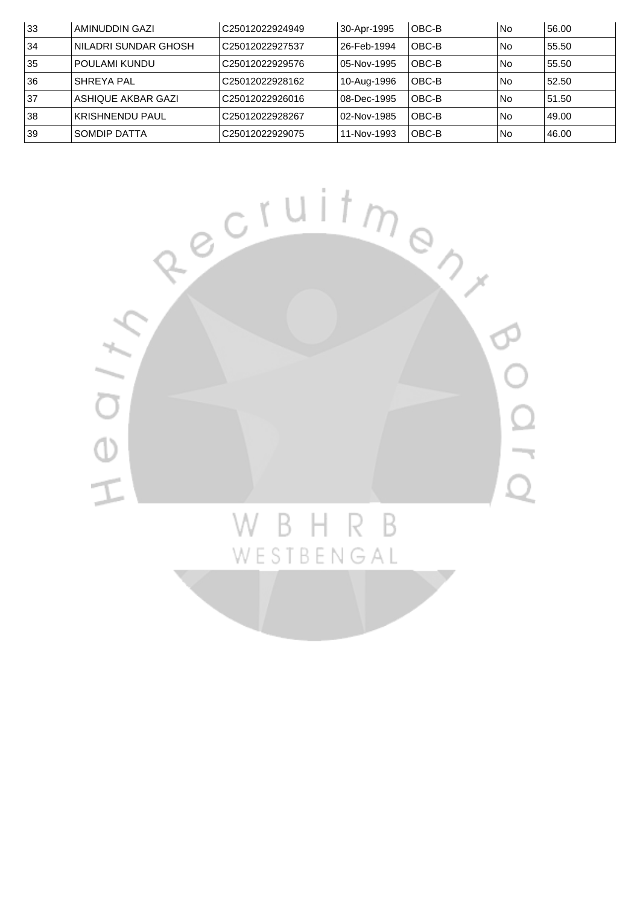| | | | | | | |
|---|---|---|---|---|---|---|
| 33 | AMINUDDIN GAZI | C25012022924949 | 30-Apr-1995 | OBC-B | No | 56.00 |
| 34 | NILADRI SUNDAR GHOSH | C25012022927537 | 26-Feb-1994 | OBC-B | No | 55.50 |
| 35 | POULAMI KUNDU | C25012022929576 | 05-Nov-1995 | OBC-B | No | 55.50 |
| 36 | SHREYA PAL | C25012022928162 | 10-Aug-1996 | OBC-B | No | 52.50 |
| 37 | ASHIQUE AKBAR GAZI | C25012022926016 | 08-Dec-1995 | OBC-B | No | 51.50 |
| 38 | KRISHNENDU PAUL | C25012022928267 | 02-Nov-1985 | OBC-B | No | 49.00 |
| 39 | SOMDIP DATTA | C25012022929075 | 11-Nov-1993 | OBC-B | No | 46.00 |